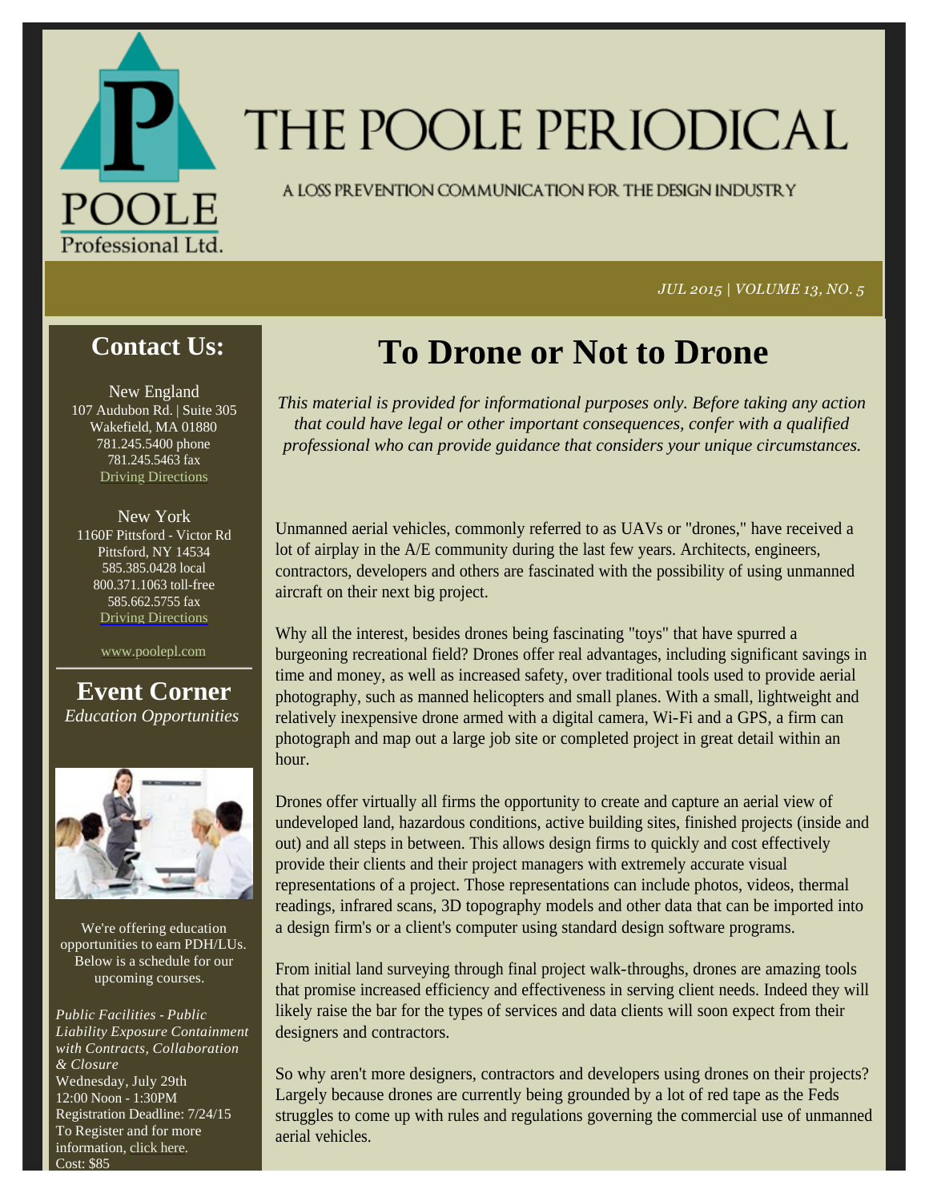# THE POOLE PERIODICAL

A LOSS PREVENTION COMMUNICATION FOR THE DESIGN INDUSTRY

*JUL 2015 | VOLUME 13, NO. 5*

## Contact Us:

New England
107 Audubon Rd. | Suite 305
Wakefield, MA 01880
781.245.5400 phone
781.245.5463 fax
Driving Directions

New York
1160F Pittsford - Victor Rd
Pittsford, NY 14534
585.385.0428 local
800.371.1063 toll-free
585.662.5755 fax
Driving Directions

www.poolepl.com

## Event Corner

*Education Opportunities*

We're offering education opportunities to earn PDH/LUs. Below is a schedule for our upcoming courses.

*Public Facilities - Public Liability Exposure Containment with Contracts, Collaboration & Closure*
Wednesday, July 29th
12:00 Noon - 1:30PM
Registration Deadline: 7/24/15
To Register and for more information, click here.
Cost: $85

# To Drone or Not to Drone

*This material is provided for informational purposes only. Before taking any action that could have legal or other important consequences, confer with a qualified professional who can provide guidance that considers your unique circumstances.*

Unmanned aerial vehicles, commonly referred to as UAVs or "drones," have received a lot of airplay in the A/E community during the last few years. Architects, engineers, contractors, developers and others are fascinated with the possibility of using unmanned aircraft on their next big project.

Why all the interest, besides drones being fascinating "toys" that have spurred a burgeoning recreational field? Drones offer real advantages, including significant savings in time and money, as well as increased safety, over traditional tools used to provide aerial photography, such as manned helicopters and small planes. With a small, lightweight and relatively inexpensive drone armed with a digital camera, Wi-Fi and a GPS, a firm can photograph and map out a large job site or completed project in great detail within an hour.

Drones offer virtually all firms the opportunity to create and capture an aerial view of undeveloped land, hazardous conditions, active building sites, finished projects (inside and out) and all steps in between. This allows design firms to quickly and cost effectively provide their clients and their project managers with extremely accurate visual representations of a project. Those representations can include photos, videos, thermal readings, infrared scans, 3D topography models and other data that can be imported into a design firm's or a client's computer using standard design software programs.

From initial land surveying through final project walk-throughs, drones are amazing tools that promise increased efficiency and effectiveness in serving client needs. Indeed they will likely raise the bar for the types of services and data clients will soon expect from their designers and contractors.

So why aren't more designers, contractors and developers using drones on their projects? Largely because drones are currently being grounded by a lot of red tape as the Feds struggles to come up with rules and regulations governing the commercial use of unmanned aerial vehicles.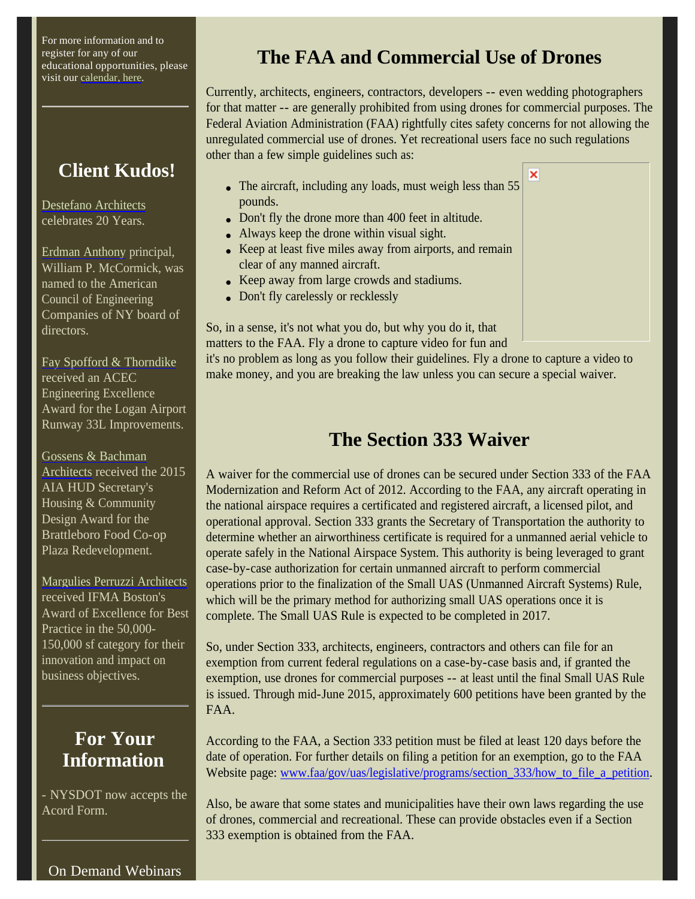For more information and to register for any of our educational opportunities, please visit our calendar, here.

## Client Kudos!

Destefano Architects celebrates 20 Years.

Erdman Anthony principal, William P. McCormick, was named to the American Council of Engineering Companies of NY board of directors.

Fay Spofford & Thorndike received an ACEC Engineering Excellence Award for the Logan Airport Runway 33L Improvements.

Gossens & Bachman Architects received the 2015 AIA HUD Secretary's Housing & Community Design Award for the Brattleboro Food Co-op Plaza Redevelopment.

Margulies Perruzzi Architects received IFMA Boston's Award of Excellence for Best Practice in the 50,000-150,000 sf category for their innovation and impact on business objectives.

## For Your Information

- NYSDOT now accepts the Acord Form.

On Demand Webinars

# The FAA and Commercial Use of Drones

Currently, architects, engineers, contractors, developers -- even wedding photographers for that matter -- are generally prohibited from using drones for commercial purposes. The Federal Aviation Administration (FAA) rightfully cites safety concerns for not allowing the unregulated commercial use of drones. Yet recreational users face no such regulations other than a few simple guidelines such as:

- The aircraft, including any loads, must weigh less than 55 pounds.
- Don't fly the drone more than 400 feet in altitude.
- Always keep the drone within visual sight.
- Keep at least five miles away from airports, and remain clear of any manned aircraft.
- Keep away from large crowds and stadiums.
- Don't fly carelessly or recklessly

So, in a sense, it's not what you do, but why you do it, that matters to the FAA. Fly a drone to capture video for fun and it's no problem as long as you follow their guidelines. Fly a drone to capture a video to make money, and you are breaking the law unless you can secure a special waiver.

# The Section 333 Waiver

A waiver for the commercial use of drones can be secured under Section 333 of the FAA Modernization and Reform Act of 2012. According to the FAA, any aircraft operating in the national airspace requires a certificated and registered aircraft, a licensed pilot, and operational approval. Section 333 grants the Secretary of Transportation the authority to determine whether an airworthiness certificate is required for a unmanned aerial vehicle to operate safely in the National Airspace System. This authority is being leveraged to grant case-by-case authorization for certain unmanned aircraft to perform commercial operations prior to the finalization of the Small UAS (Unmanned Aircraft Systems) Rule, which will be the primary method for authorizing small UAS operations once it is complete. The Small UAS Rule is expected to be completed in 2017.

So, under Section 333, architects, engineers, contractors and others can file for an exemption from current federal regulations on a case-by-case basis and, if granted the exemption, use drones for commercial purposes -- at least until the final Small UAS Rule is issued. Through mid-June 2015, approximately 600 petitions have been granted by the FAA.

According to the FAA, a Section 333 petition must be filed at least 120 days before the date of operation. For further details on filing a petition for an exemption, go to the FAA Website page: www.faa/gov/uas/legislative/programs/section_333/how_to_file_a_petition.

Also, be aware that some states and municipalities have their own laws regarding the use of drones, commercial and recreational. These can provide obstacles even if a Section 333 exemption is obtained from the FAA.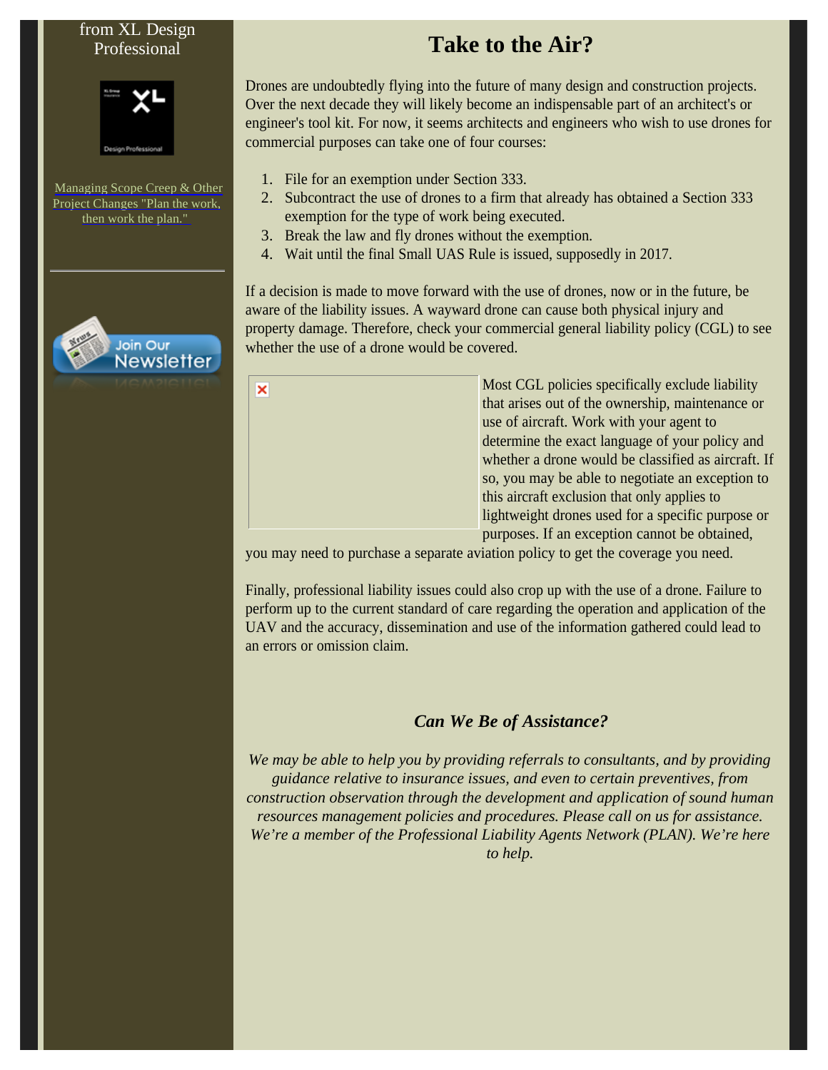from XL Design Professional

Managing Scope Creep & Other Project Changes "Plan the work, then work the plan."

# Take to the Air?

Drones are undoubtedly flying into the future of many design and construction projects. Over the next decade they will likely become an indispensable part of an architect's or engineer's tool kit. For now, it seems architects and engineers who wish to use drones for commercial purposes can take one of four courses:

1. File for an exemption under Section 333.
2. Subcontract the use of drones to a firm that already has obtained a Section 333 exemption for the type of work being executed.
3. Break the law and fly drones without the exemption.
4. Wait until the final Small UAS Rule is issued, supposedly in 2017.

If a decision is made to move forward with the use of drones, now or in the future, be aware of the liability issues. A wayward drone can cause both physical injury and property damage. Therefore, check your commercial general liability policy (CGL) to see whether the use of a drone would be covered.

Most CGL policies specifically exclude liability that arises out of the ownership, maintenance or use of aircraft. Work with your agent to determine the exact language of your policy and whether a drone would be classified as aircraft. If so, you may be able to negotiate an exception to this aircraft exclusion that only applies to lightweight drones used for a specific purpose or purposes. If an exception cannot be obtained, you may need to purchase a separate aviation policy to get the coverage you need.

Finally, professional liability issues could also crop up with the use of a drone. Failure to perform up to the current standard of care regarding the operation and application of the UAV and the accuracy, dissemination and use of the information gathered could lead to an errors or omission claim.

### *Can We Be of Assistance?*

*We may be able to help you by providing referrals to consultants, and by providing guidance relative to insurance issues, and even to certain preventives, from construction observation through the development and application of sound human resources management policies and procedures. Please call on us for assistance. We're a member of the Professional Liability Agents Network (PLAN). We're here to help.*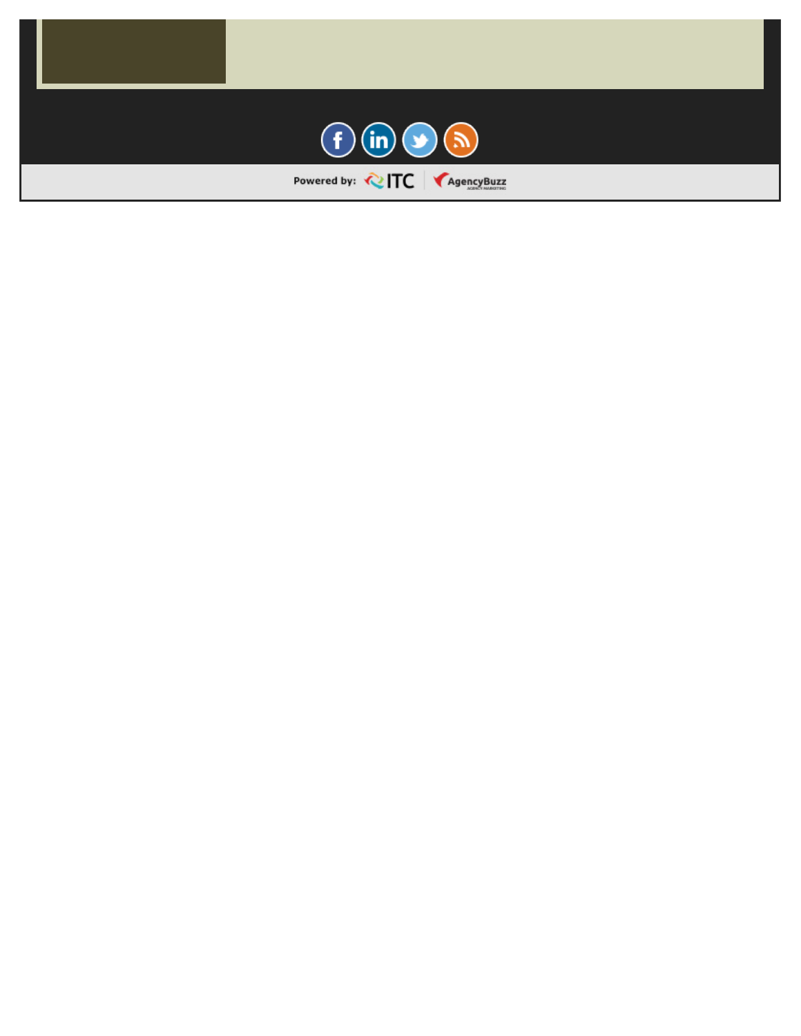Powered by: ITC AgencyBuzz